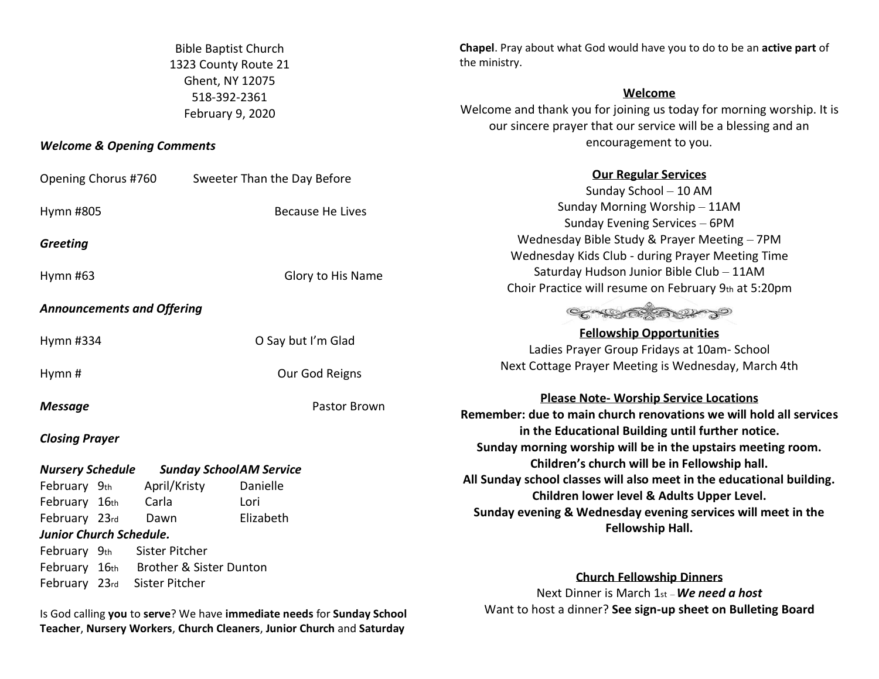Bible Baptist Church
1323 County Route 21
Ghent, NY 12075
518-392-2361
February 9, 2020

***Welcome & Opening Comments***

Opening Chorus #760 Sweeter Than the Day Before

Hymn #805 Because He Lives

***Greeting***

Hymn #63 Glory to His Name

***Announcements and Offering***

Hymn #334 O Say but I'm Glad

Hymn # Our God Reigns

***Message*** Pastor Brown

***Closing Prayer***

| ***Nursery Schedule*** | ***Sunday School*** | ***AM Service*** |
|---|---|---|
| February 9th | April/Kristy | Danielle |
| February 16th | Carla | Lori |
| February 23rd | Dawn | Elizabeth |

***Junior Church Schedule.***

| | |
|---|---|
| February 9th | Sister Pitcher |
| February 16th | Brother & Sister Dunton |
| February 23rd | Sister Pitcher |

Is God calling **you** to **serve**? We have **immediate needs** for **Sunday School Teacher**, **Nursery Workers**, **Church Cleaners**, **Junior Church** and **Saturday Chapel**. Pray about what God would have you to do to be an **active part** of the ministry.

## Welcome

Welcome and thank you for joining us today for morning worship. It is our sincere prayer that our service will be a blessing and an encouragement to you.

## Our Regular Services

Sunday School – 10 AM
Sunday Morning Worship – 11AM
Sunday Evening Services – 6PM
Wednesday Bible Study & Prayer Meeting – 7PM
Wednesday Kids Club - during Prayer Meeting Time
Saturday Hudson Junior Bible Club – 11AM
Choir Practice will resume on February 9th at 5:20pm

## Fellowship Opportunities

Ladies Prayer Group Fridays at 10am- School
Next Cottage Prayer Meeting is Wednesday, March 4th

## Please Note- Worship Service Locations

**Remember: due to main church renovations we will hold all services in the Educational Building until further notice.**
**Sunday morning worship will be in the upstairs meeting room.**
**Children's church will be in Fellowship hall.**
**All Sunday school classes will also meet in the educational building.**
**Children lower level & Adults Upper Level.**
**Sunday evening & Wednesday evening services will meet in the Fellowship Hall.**

## Church Fellowship Dinners

Next Dinner is March 1st – ***We need a host***
Want to host a dinner? **See sign-up sheet on Bulleting Board**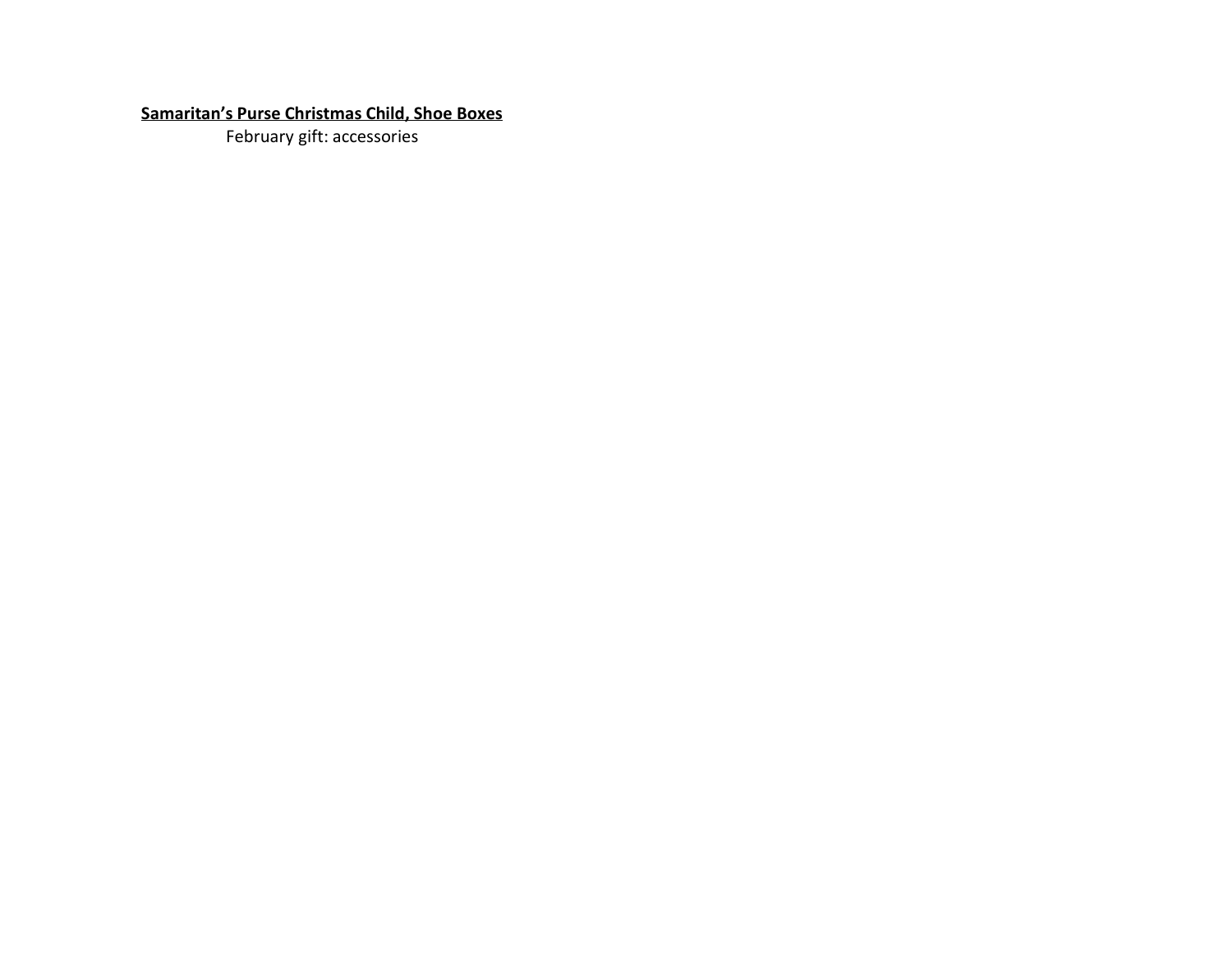**Samaritan's Purse Christmas Child, Shoe Boxes**

February gift: accessories